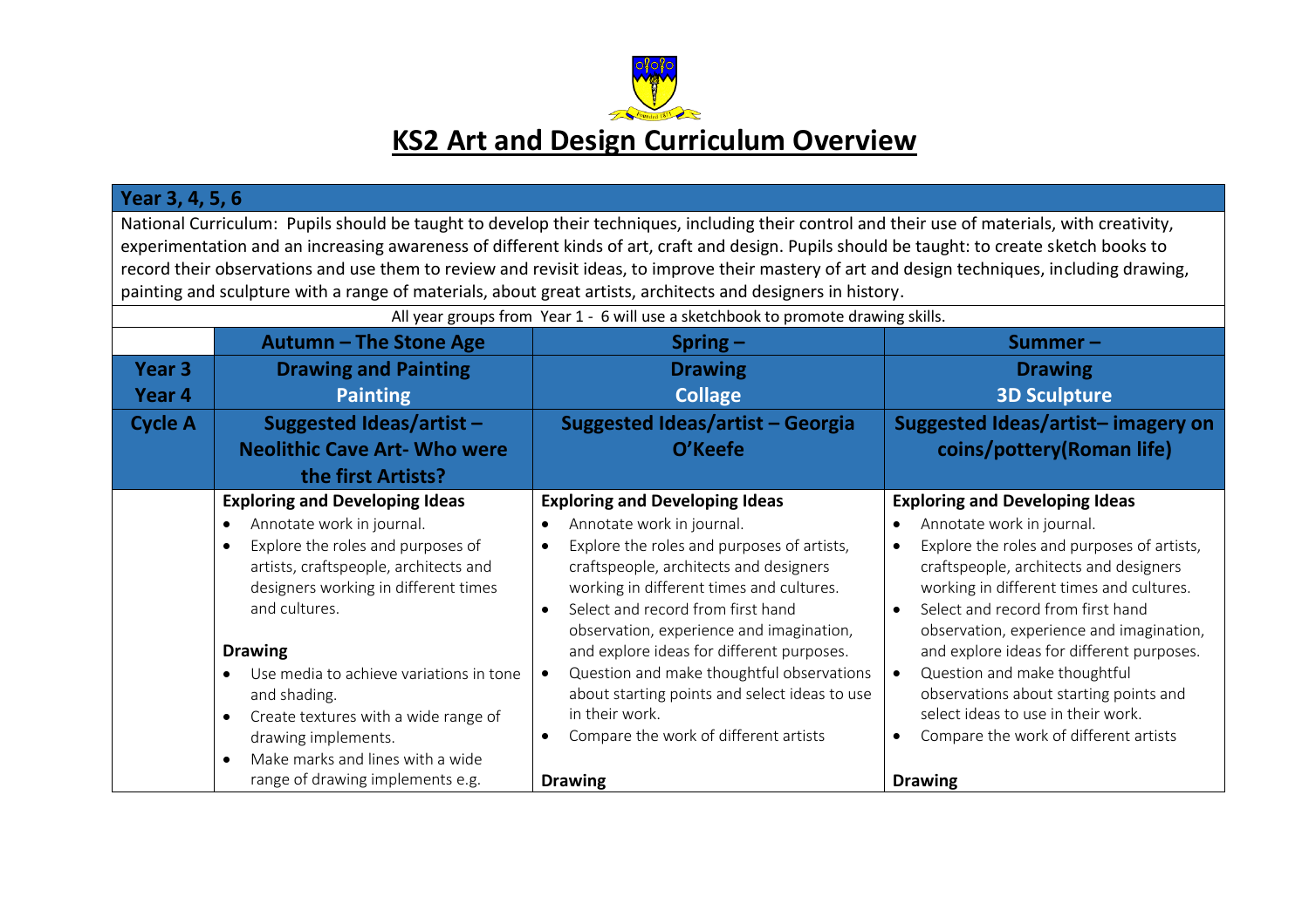# KS2 Art and Design Curriculum Overview

| Year 3, 4, 5, 6 | | | |
|---|---|---|---|
| National Curriculum: Pupils should be taught to develop their techniques, including their control and their use of materials, with creativity, experimentation and an increasing awareness of different kinds of art, craft and design. Pupils should be taught: to create sketch books to record their observations and use them to review and revisit ideas, to improve their mastery of art and design techniques, including drawing, painting and sculpture with a range of materials, about great artists, architects and designers in history. | | | |
| All year groups from Year 1 - 6 will use a sketchbook to promote drawing skills. | | | |
| | **Autumn – The Stone Age** | **Spring –** | **Summer –** |
| **Year 3**<br>**Year 4** | **Drawing and Painting**<br>**Painting** | **Drawing**<br>**Collage** | **Drawing**<br>**3D Sculpture** |
| **Cycle A** | **Suggested Ideas/artist – Neolithic Cave Art- Who were the first Artists?** | **Suggested Ideas/artist – Georgia O'Keefe** | **Suggested Ideas/artist– imagery on coins/pottery(Roman life)** |
| | **Exploring and Developing Ideas**<br>• Annotate work in journal.<br>• Explore the roles and purposes of artists, craftspeople, architects and designers working in different times and cultures.<br><br>**Drawing**<br>• Use media to achieve variations in tone and shading.<br>• Create textures with a wide range of drawing implements.<br>• Make marks and lines with a wide range of drawing implements e.g. | **Exploring and Developing Ideas**<br>• Annotate work in journal.<br>• Explore the roles and purposes of artists, craftspeople, architects and designers working in different times and cultures.<br>• Select and record from first hand observation, experience and imagination, and explore ideas for different purposes.<br>• Question and make thoughtful observations about starting points and select ideas to use in their work.<br>• Compare the work of different artists<br><br>**Drawing** | **Exploring and Developing Ideas**<br>• Annotate work in journal.<br>• Explore the roles and purposes of artists, craftspeople, architects and designers working in different times and cultures.<br>• Select and record from first hand observation, experience and imagination, and explore ideas for different purposes.<br>• Question and make thoughtful observations about starting points and select ideas to use in their work.<br>• Compare the work of different artists<br><br>**Drawing** |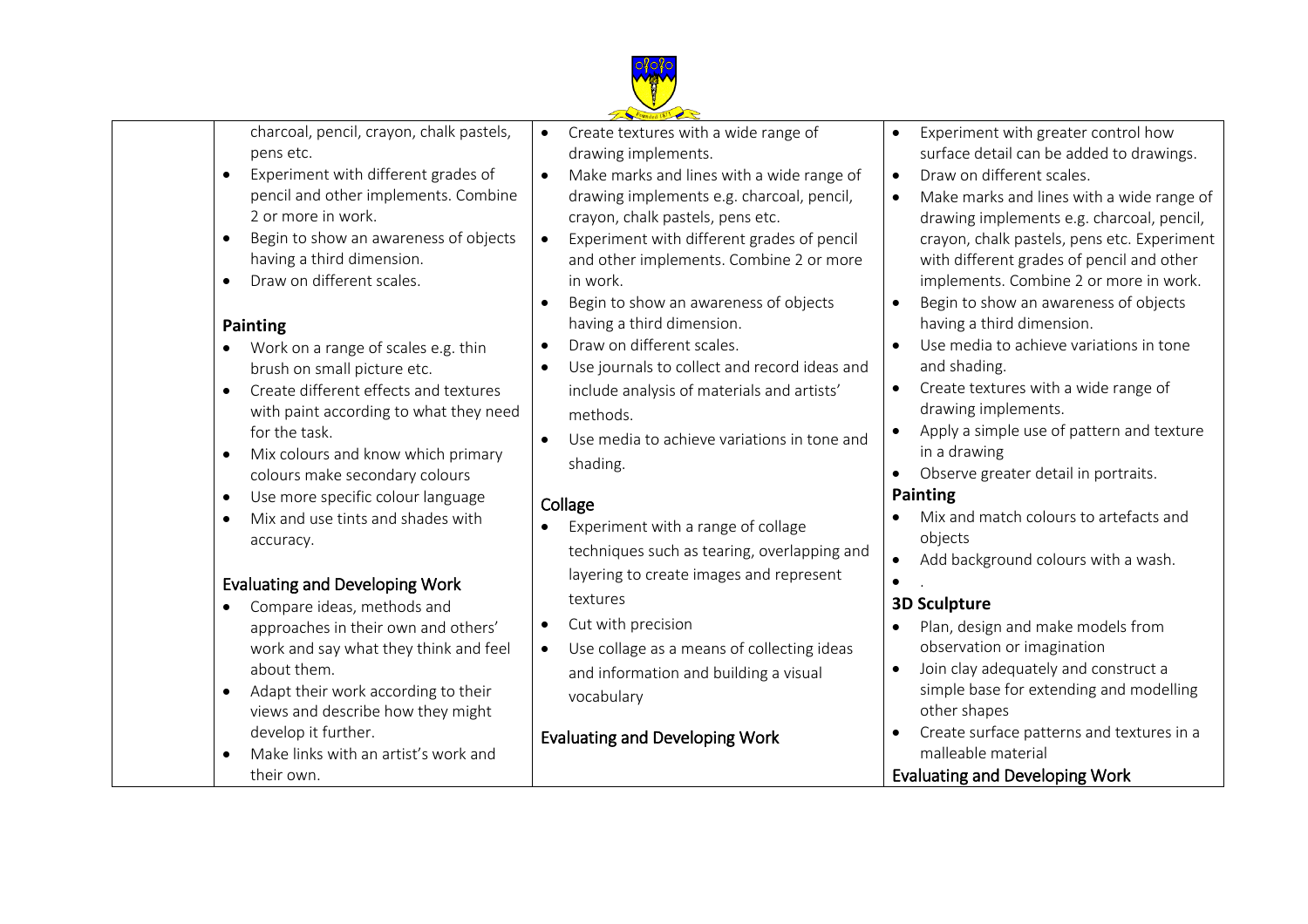| | | | |
|---|---|---|---|
| | charcoal, pencil, crayon, chalk pastels, pens etc.<br>• Experiment with different grades of pencil and other implements. Combine 2 or more in work.<br>• Begin to show an awareness of objects having a third dimension.<br>• Draw on different scales.<br><br>**Painting**<br>• Work on a range of scales e.g. thin brush on small picture etc.<br>• Create different effects and textures with paint according to what they need for the task.<br>• Mix colours and know which primary colours make secondary colours<br>• Use more specific colour language<br>• Mix and use tints and shades with accuracy.<br><br>**Evaluating and Developing Work**<br>• Compare ideas, methods and approaches in their own and others' work and say what they think and feel about them.<br>• Adapt their work according to their views and describe how they might develop it further.<br>• Make links with an artist's work and their own. | • Create textures with a wide range of drawing implements.<br>• Make marks and lines with a wide range of drawing implements e.g. charcoal, pencil, crayon, chalk pastels, pens etc.<br>• Experiment with different grades of pencil and other implements. Combine 2 or more in work.<br>• Begin to show an awareness of objects having a third dimension.<br>• Draw on different scales.<br>• Use journals to collect and record ideas and include analysis of materials and artists' methods.<br>• Use media to achieve variations in tone and shading.<br><br>**Collage**<br>• Experiment with a range of collage techniques such as tearing, overlapping and layering to create images and represent textures<br>• Cut with precision<br>• Use collage as a means of collecting ideas and information and building a visual vocabulary<br><br>**Evaluating and Developing Work** | • Experiment with greater control how surface detail can be added to drawings.<br>• Draw on different scales.<br>• Make marks and lines with a wide range of drawing implements e.g. charcoal, pencil, crayon, chalk pastels, pens etc. Experiment with different grades of pencil and other implements. Combine 2 or more in work.<br>• Begin to show an awareness of objects having a third dimension.<br>• Use media to achieve variations in tone and shading.<br>• Create textures with a wide range of drawing implements.<br>• Apply a simple use of pattern and texture in a drawing<br>• Observe greater detail in portraits.<br>**Painting**<br>• Mix and match colours to artefacts and objects<br>• Add background colours with a wash.<br>• .<br>**3D Sculpture**<br>• Plan, design and make models from observation or imagination<br>• Join clay adequately and construct a simple base for extending and modelling other shapes<br>• Create surface patterns and textures in a malleable material<br>**Evaluating and Developing Work** |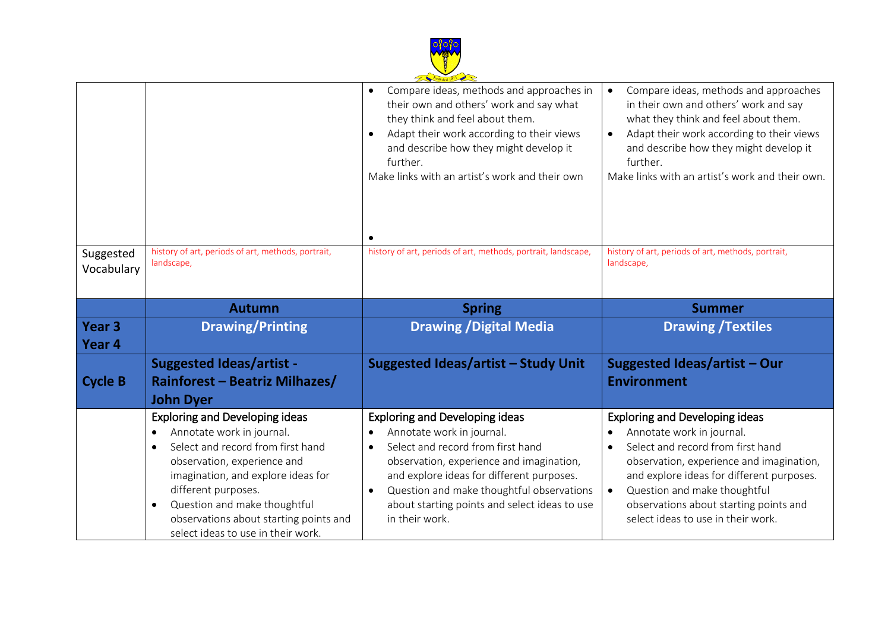| | | | |
|---|---|---|---|
| | | <ul><li>Compare ideas, methods and approaches in their own and others' work and say what they think and feel about them.</li><li>Adapt their work according to their views and describe how they might develop it further.</li></ul>Make links with an artist's work and their own<ul><li></li></ul> | <ul><li>Compare ideas, methods and approaches in their own and others' work and say what they think and feel about them.</li><li>Adapt their work according to their views and describe how they might develop it further.</li></ul>Make links with an artist's work and their own. |
| Suggested Vocabulary | history of art, periods of art, methods, portrait, landscape, | history of art, periods of art, methods, portrait, landscape, | history of art, periods of art, methods, portrait, landscape, |
| | **Autumn** | **Spring** | **Summer** |
| **Year 3 Year 4** | **Drawing/Printing** | **Drawing /Digital Media** | **Drawing /Textiles** |
| **Cycle B** | **Suggested Ideas/artist - Rainforest – Beatriz Milhazes/ John Dyer** | **Suggested Ideas/artist – Study Unit** | **Suggested Ideas/artist – Our Environment** |
| | Exploring and Developing ideas<ul><li>Annotate work in journal.</li><li>Select and record from first hand observation, experience and imagination, and explore ideas for different purposes.</li><li>Question and make thoughtful observations about starting points and select ideas to use in their work.</li></ul> | Exploring and Developing ideas<ul><li>Annotate work in journal.</li><li>Select and record from first hand observation, experience and imagination, and explore ideas for different purposes.</li><li>Question and make thoughtful observations about starting points and select ideas to use in their work.</li></ul> | Exploring and Developing ideas<ul><li>Annotate work in journal.</li><li>Select and record from first hand observation, experience and imagination, and explore ideas for different purposes.</li><li>Question and make thoughtful observations about starting points and select ideas to use in their work.</li></ul> |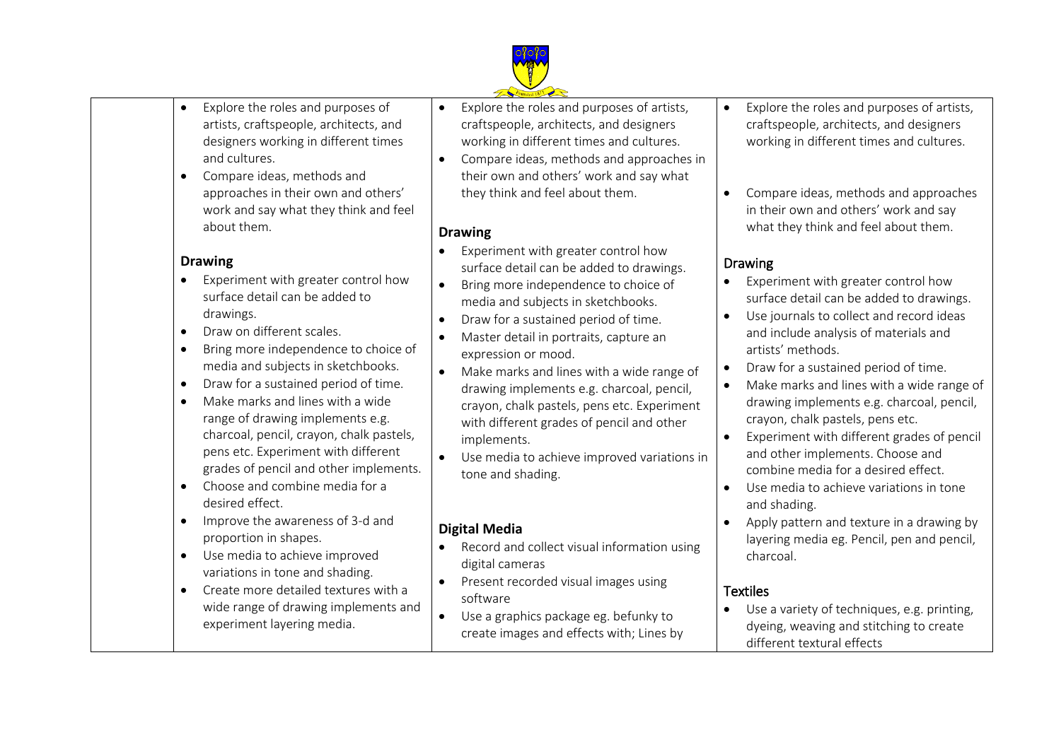| | | | |
|---|---|---|---|
| | • Explore the roles and purposes of artists, craftspeople, architects, and designers working in different times and cultures.<br>• Compare ideas, methods and approaches in their own and others' work and say what they think and feel about them.<br><br>**Drawing**<br>• Experiment with greater control how surface detail can be added to drawings.<br>• Draw on different scales.<br>• Bring more independence to choice of media and subjects in sketchbooks.<br>• Draw for a sustained period of time.<br>• Make marks and lines with a wide range of drawing implements e.g. charcoal, pencil, crayon, chalk pastels, pens etc. Experiment with different grades of pencil and other implements.<br>• Choose and combine media for a desired effect.<br>• Improve the awareness of 3-d and proportion in shapes.<br>• Use media to achieve improved variations in tone and shading.<br>• Create more detailed textures with a wide range of drawing implements and experiment layering media. | • Explore the roles and purposes of artists, craftspeople, architects, and designers working in different times and cultures.<br>• Compare ideas, methods and approaches in their own and others' work and say what they think and feel about them.<br><br>**Drawing**<br>• Experiment with greater control how surface detail can be added to drawings.<br>• Bring more independence to choice of media and subjects in sketchbooks.<br>• Draw for a sustained period of time.<br>• Master detail in portraits, capture an expression or mood.<br>• Make marks and lines with a wide range of drawing implements e.g. charcoal, pencil, crayon, chalk pastels, pens etc. Experiment with different grades of pencil and other implements.<br>• Use media to achieve improved variations in tone and shading.<br><br>**Digital Media**<br>• Record and collect visual information using digital cameras<br>• Present recorded visual images using software<br>• Use a graphics package eg. befunky to create images and effects with; Lines by | • Explore the roles and purposes of artists, craftspeople, architects, and designers working in different times and cultures.<br>• Compare ideas, methods and approaches in their own and others' work and say what they think and feel about them.<br><br>**Drawing**<br>• Experiment with greater control how surface detail can be added to drawings.<br>• Use journals to collect and record ideas and include analysis of materials and artists' methods.<br>• Draw for a sustained period of time.<br>• Make marks and lines with a wide range of drawing implements e.g. charcoal, pencil, crayon, chalk pastels, pens etc.<br>• Experiment with different grades of pencil and other implements. Choose and combine media for a desired effect.<br>• Use media to achieve variations in tone and shading.<br>• Apply pattern and texture in a drawing by layering media eg. Pencil, pen and pencil, charcoal.<br><br>**Textiles**<br>• Use a variety of techniques, e.g. printing, dyeing, weaving and stitching to create different textural effects |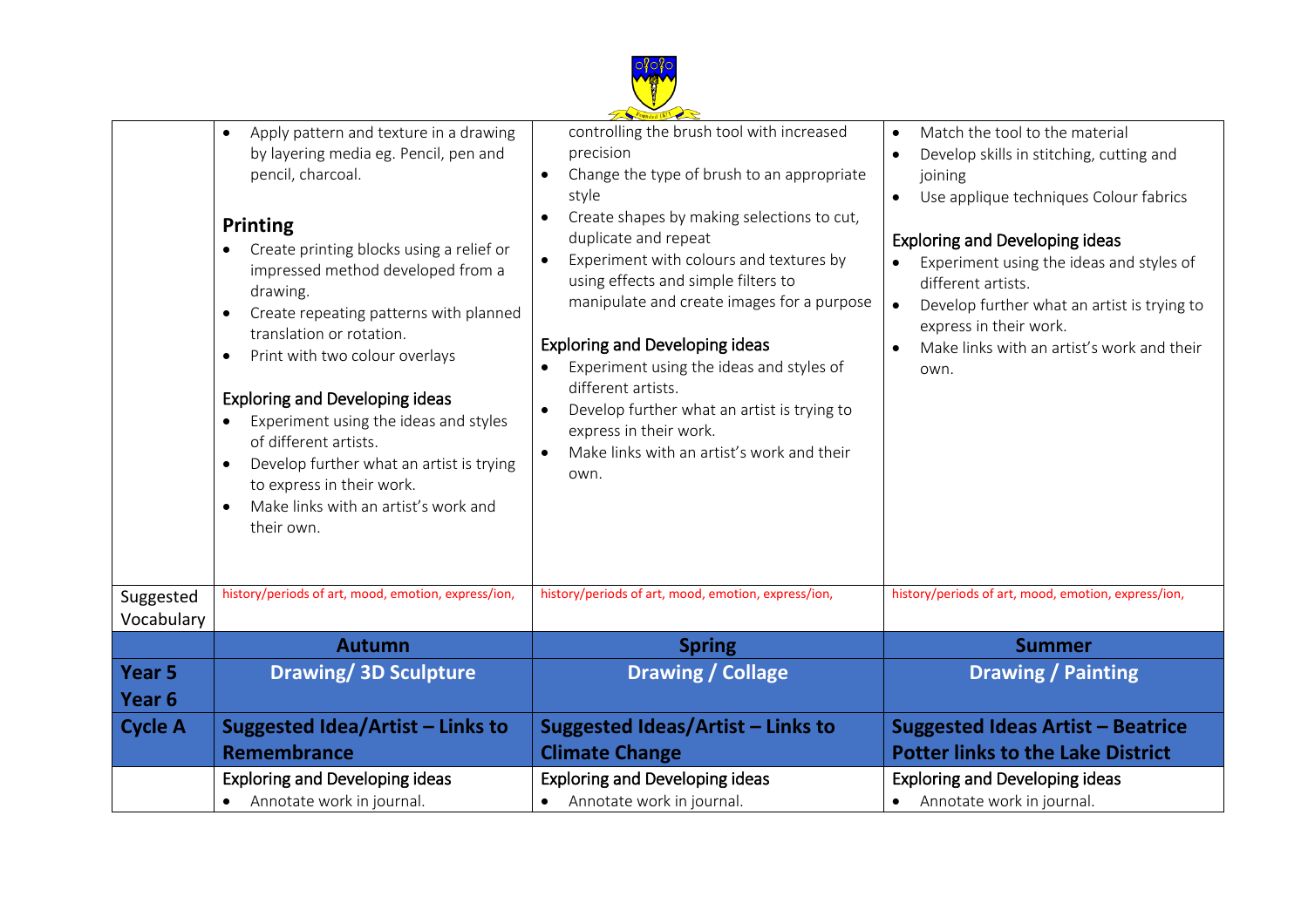| | | | |
|---|---|---|---|
| | • Apply pattern and texture in a drawing by layering media eg. Pencil, pen and pencil, charcoal.<br><br>**Printing**<br>• Create printing blocks using a relief or impressed method developed from a drawing.<br>• Create repeating patterns with planned translation or rotation.<br>• Print with two colour overlays<br><br>Exploring and Developing ideas<br>• Experiment using the ideas and styles of different artists.<br>• Develop further what an artist is trying to express in their work.<br>• Make links with an artist's work and their own. | controlling the brush tool with increased precision<br>• Change the type of brush to an appropriate style<br>• Create shapes by making selections to cut, duplicate and repeat<br>• Experiment with colours and textures by using effects and simple filters to manipulate and create images for a purpose<br><br>Exploring and Developing ideas<br>• Experiment using the ideas and styles of different artists.<br>• Develop further what an artist is trying to express in their work.<br>• Make links with an artist's work and their own. | • Match the tool to the material<br>• Develop skills in stitching, cutting and joining<br>• Use applique techniques Colour fabrics<br><br>Exploring and Developing ideas<br>• Experiment using the ideas and styles of different artists.<br>• Develop further what an artist is trying to express in their work.<br>• Make links with an artist's work and their own. |
| Suggested Vocabulary | history/periods of art, mood, emotion, express/ion, | history/periods of art, mood, emotion, express/ion, | history/periods of art, mood, emotion, express/ion, |
| | **Autumn** | **Spring** | **Summer** |
| **Year 5 Year 6** | **Drawing/ 3D Sculpture** | **Drawing / Collage** | **Drawing / Painting** |
| **Cycle A** | **Suggested Idea/Artist – Links to Remembrance** | **Suggested Ideas/Artist – Links to Climate Change** | **Suggested Ideas Artist – Beatrice Potter links to the Lake District** |
| | Exploring and Developing ideas<br>• Annotate work in journal. | Exploring and Developing ideas<br>• Annotate work in journal. | Exploring and Developing ideas<br>• Annotate work in journal. |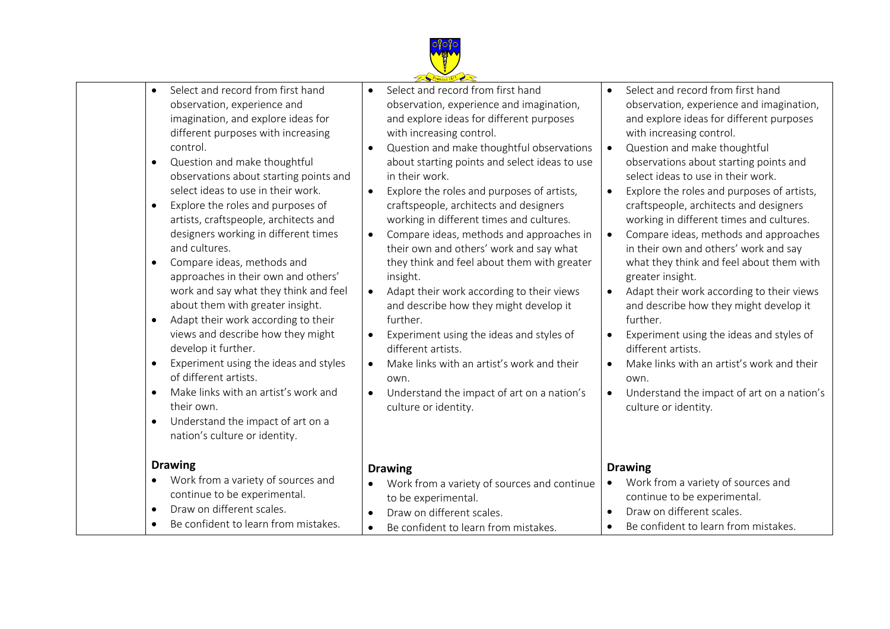| | | | |
|---|---|---|---|
| | • Select and record from first hand observation, experience and imagination, and explore ideas for different purposes with increasing control.<br>• Question and make thoughtful observations about starting points and select ideas to use in their work.<br>• Explore the roles and purposes of artists, craftspeople, architects and designers working in different times and cultures.<br>• Compare ideas, methods and approaches in their own and others' work and say what they think and feel about them with greater insight.<br>• Adapt their work according to their views and describe how they might develop it further.<br>• Experiment using the ideas and styles of different artists.<br>• Make links with an artist's work and their own.<br>• Understand the impact of art on a nation's culture or identity.<br><br>**Drawing**<br>• Work from a variety of sources and continue to be experimental.<br>• Draw on different scales.<br>• Be confident to learn from mistakes. | • Select and record from first hand observation, experience and imagination, and explore ideas for different purposes with increasing control.<br>• Question and make thoughtful observations about starting points and select ideas to use in their work.<br>• Explore the roles and purposes of artists, craftspeople, architects and designers working in different times and cultures.<br>• Compare ideas, methods and approaches in their own and others' work and say what they think and feel about them with greater insight.<br>• Adapt their work according to their views and describe how they might develop it further.<br>• Experiment using the ideas and styles of different artists.<br>• Make links with an artist's work and their own.<br>• Understand the impact of art on a nation's culture or identity.<br><br>**Drawing**<br>• Work from a variety of sources and continue to be experimental.<br>• Draw on different scales.<br>• Be confident to learn from mistakes. | • Select and record from first hand observation, experience and imagination, and explore ideas for different purposes with increasing control.<br>• Question and make thoughtful observations about starting points and select ideas to use in their work.<br>• Explore the roles and purposes of artists, craftspeople, architects and designers working in different times and cultures.<br>• Compare ideas, methods and approaches in their own and others' work and say what they think and feel about them with greater insight.<br>• Adapt their work according to their views and describe how they might develop it further.<br>• Experiment using the ideas and styles of different artists.<br>• Make links with an artist's work and their own.<br>• Understand the impact of art on a nation's culture or identity.<br><br>**Drawing**<br>• Work from a variety of sources and continue to be experimental.<br>• Draw on different scales.<br>• Be confident to learn from mistakes. |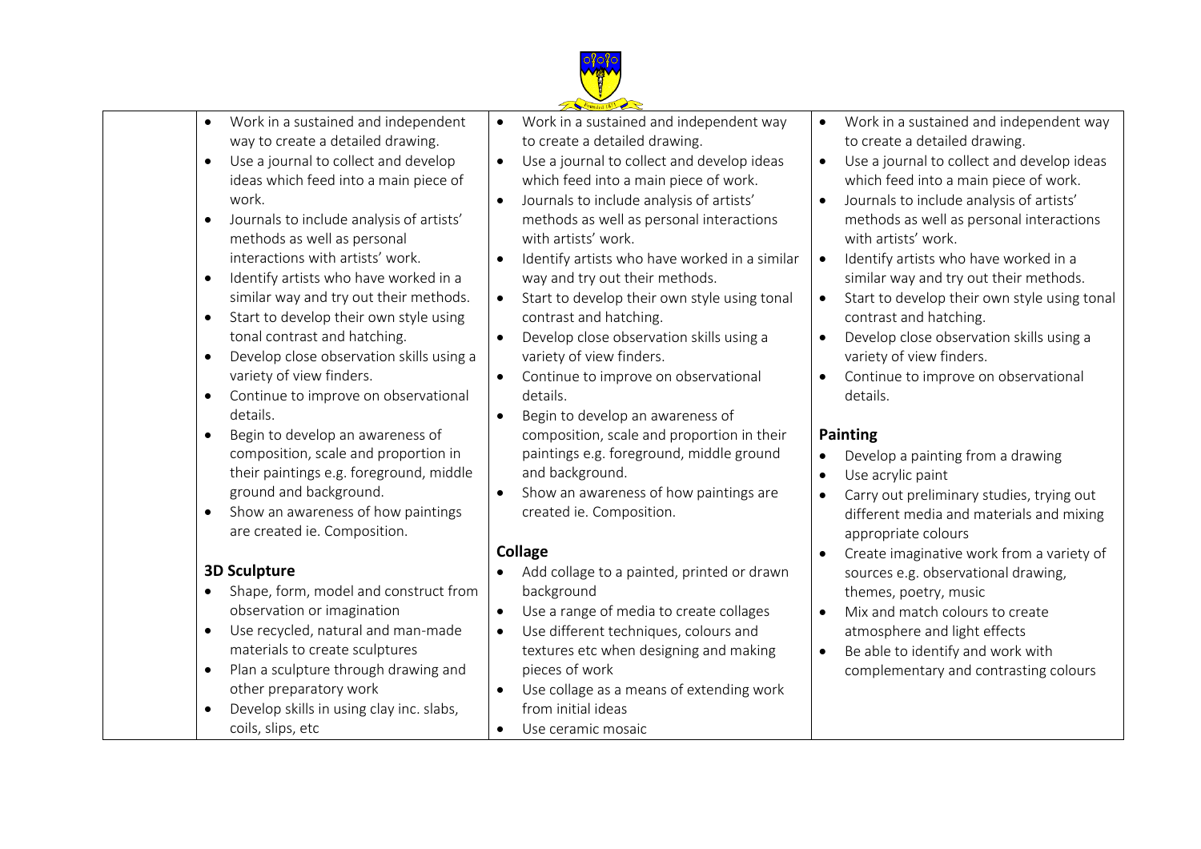| | | | |
|---|---|---|---|
| | • Work in a sustained and independent way to create a detailed drawing.<br>• Use a journal to collect and develop ideas which feed into a main piece of work.<br>• Journals to include analysis of artists' methods as well as personal interactions with artists' work.<br>• Identify artists who have worked in a similar way and try out their methods.<br>• Start to develop their own style using tonal contrast and hatching.<br>• Develop close observation skills using a variety of view finders.<br>• Continue to improve on observational details.<br>• Begin to develop an awareness of composition, scale and proportion in their paintings e.g. foreground, middle ground and background.<br>• Show an awareness of how paintings are created ie. Composition.<br><br>**3D Sculpture**<br>• Shape, form, model and construct from observation or imagination<br>• Use recycled, natural and man-made materials to create sculptures<br>• Plan a sculpture through drawing and other preparatory work<br>• Develop skills in using clay inc. slabs, coils, slips, etc | • Work in a sustained and independent way to create a detailed drawing.<br>• Use a journal to collect and develop ideas which feed into a main piece of work.<br>• Journals to include analysis of artists' methods as well as personal interactions with artists' work.<br>• Identify artists who have worked in a similar way and try out their methods.<br>• Start to develop their own style using tonal contrast and hatching.<br>• Develop close observation skills using a variety of view finders.<br>• Continue to improve on observational details.<br>• Begin to develop an awareness of composition, scale and proportion in their paintings e.g. foreground, middle ground and background.<br>• Show an awareness of how paintings are created ie. Composition.<br><br>**Collage**<br>• Add collage to a painted, printed or drawn background<br>• Use a range of media to create collages<br>• Use different techniques, colours and textures etc when designing and making pieces of work<br>• Use collage as a means of extending work from initial ideas<br>• Use ceramic mosaic | • Work in a sustained and independent way to create a detailed drawing.<br>• Use a journal to collect and develop ideas which feed into a main piece of work.<br>• Journals to include analysis of artists' methods as well as personal interactions with artists' work.<br>• Identify artists who have worked in a similar way and try out their methods.<br>• Start to develop their own style using tonal contrast and hatching.<br>• Develop close observation skills using a variety of view finders.<br>• Continue to improve on observational details.<br><br>**Painting**<br>• Develop a painting from a drawing<br>• Use acrylic paint<br>• Carry out preliminary studies, trying out different media and materials and mixing appropriate colours<br>• Create imaginative work from a variety of sources e.g. observational drawing, themes, poetry, music<br>• Mix and match colours to create atmosphere and light effects<br>• Be able to identify and work with complementary and contrasting colours |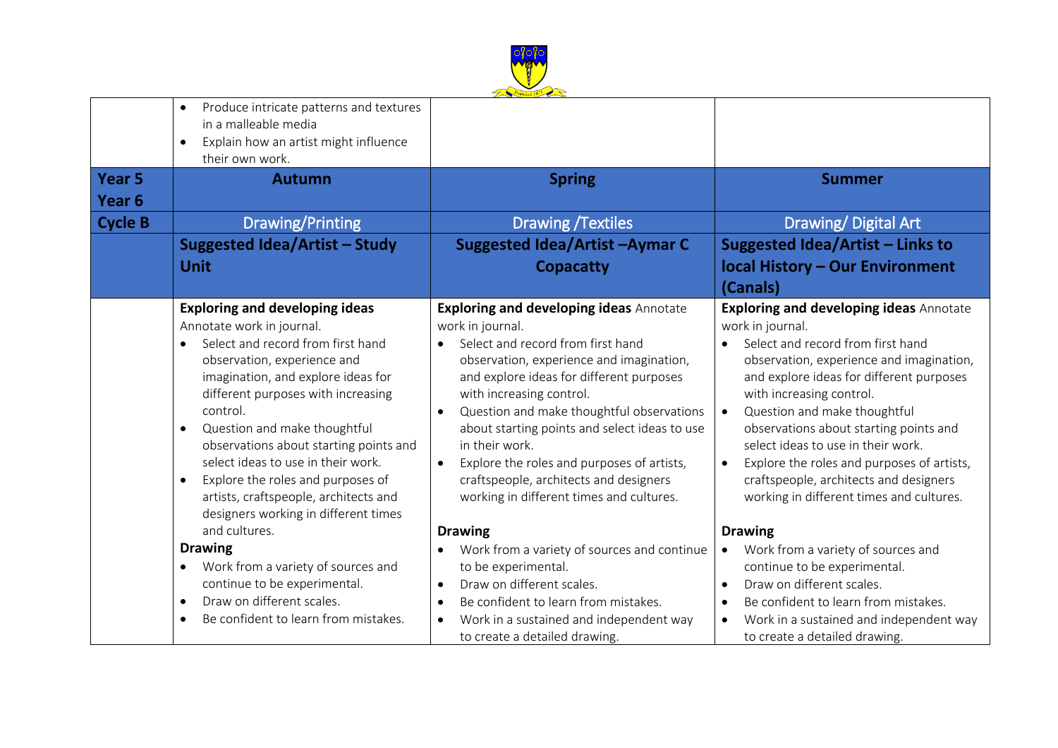| | | | |
|---|---|---|---|
| | • Produce intricate patterns and textures in a malleable media<br>• Explain how an artist might influence their own work. | | |
| **Year 5**<br>**Year 6** | **Autumn** | **Spring** | **Summer** |
| **Cycle B** | Drawing/Printing | Drawing /Textiles | Drawing/ Digital Art |
| | **Suggested Idea/Artist – Study Unit** | **Suggested Idea/Artist –Aymar C Copacatty** | **Suggested Idea/Artist – Links to local History – Our Environment (Canals)** |
| | **Exploring and developing ideas**<br>Annotate work in journal.<br>• Select and record from first hand observation, experience and imagination, and explore ideas for different purposes with increasing control.<br>• Question and make thoughtful observations about starting points and select ideas to use in their work.<br>• Explore the roles and purposes of artists, craftspeople, architects and designers working in different times and cultures.<br>**Drawing**<br>• Work from a variety of sources and continue to be experimental.<br>• Draw on different scales.<br>• Be confident to learn from mistakes. | **Exploring and developing ideas** Annotate work in journal.<br>• Select and record from first hand observation, experience and imagination, and explore ideas for different purposes with increasing control.<br>• Question and make thoughtful observations about starting points and select ideas to use in their work.<br>• Explore the roles and purposes of artists, craftspeople, architects and designers working in different times and cultures.<br>**Drawing**<br>• Work from a variety of sources and continue to be experimental.<br>• Draw on different scales.<br>• Be confident to learn from mistakes.<br>• Work in a sustained and independent way to create a detailed drawing. | **Exploring and developing ideas** Annotate work in journal.<br>• Select and record from first hand observation, experience and imagination, and explore ideas for different purposes with increasing control.<br>• Question and make thoughtful observations about starting points and select ideas to use in their work.<br>• Explore the roles and purposes of artists, craftspeople, architects and designers working in different times and cultures.<br>**Drawing**<br>• Work from a variety of sources and continue to be experimental.<br>• Draw on different scales.<br>• Be confident to learn from mistakes.<br>• Work in a sustained and independent way to create a detailed drawing. |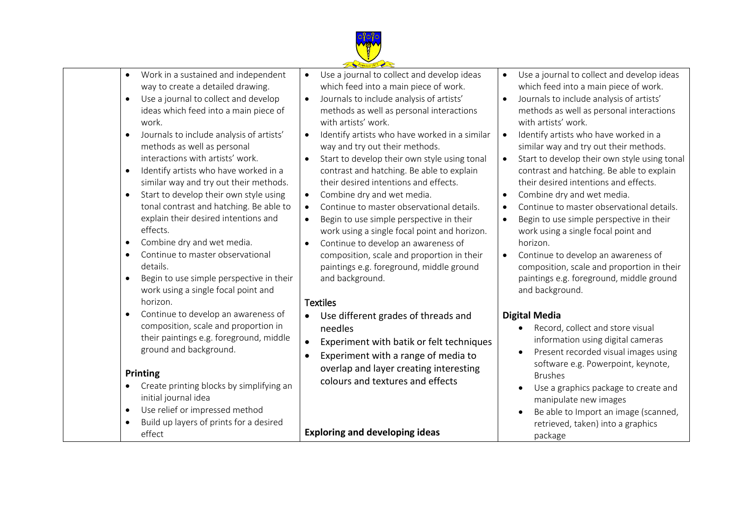| | | | |
|---|---|---|---|
| | • Work in a sustained and independent way to create a detailed drawing.<br>• Use a journal to collect and develop ideas which feed into a main piece of work.<br>• Journals to include analysis of artists' methods as well as personal interactions with artists' work.<br>• Identify artists who have worked in a similar way and try out their methods.<br>• Start to develop their own style using tonal contrast and hatching. Be able to explain their desired intentions and effects.<br>• Combine dry and wet media.<br>• Continue to master observational details.<br>• Begin to use simple perspective in their work using a single focal point and horizon.<br>• Continue to develop an awareness of composition, scale and proportion in their paintings e.g. foreground, middle ground and background.<br><br>**Printing**<br>• Create printing blocks by simplifying an initial journal idea<br>• Use relief or impressed method<br>• Build up layers of prints for a desired effect | • Use a journal to collect and develop ideas which feed into a main piece of work.<br>• Journals to include analysis of artists' methods as well as personal interactions with artists' work.<br>• Identify artists who have worked in a similar way and try out their methods.<br>• Start to develop their own style using tonal contrast and hatching. Be able to explain their desired intentions and effects.<br>• Combine dry and wet media.<br>• Continue to master observational details.<br>• Begin to use simple perspective in their work using a single focal point and horizon.<br>• Continue to develop an awareness of composition, scale and proportion in their paintings e.g. foreground, middle ground and background.<br><br>Textiles<br>• Use different grades of threads and needles<br>• Experiment with batik or felt techniques<br>• Experiment with a range of media to overlap and layer creating interesting colours and textures and effects<br><br>**Exploring and developing ideas** | • Use a journal to collect and develop ideas which feed into a main piece of work.<br>• Journals to include analysis of artists' methods as well as personal interactions with artists' work.<br>• Identify artists who have worked in a similar way and try out their methods.<br>• Start to develop their own style using tonal contrast and hatching. Be able to explain their desired intentions and effects.<br>• Combine dry and wet media.<br>• Continue to master observational details.<br>• Begin to use simple perspective in their work using a single focal point and horizon.<br>• Continue to develop an awareness of composition, scale and proportion in their paintings e.g. foreground, middle ground and background.<br><br>**Digital Media**<br>• Record, collect and store visual information using digital cameras<br>• Present recorded visual images using software e.g. Powerpoint, keynote, Brushes<br>• Use a graphics package to create and manipulate new images<br>• Be able to Import an image (scanned, retrieved, taken) into a graphics package |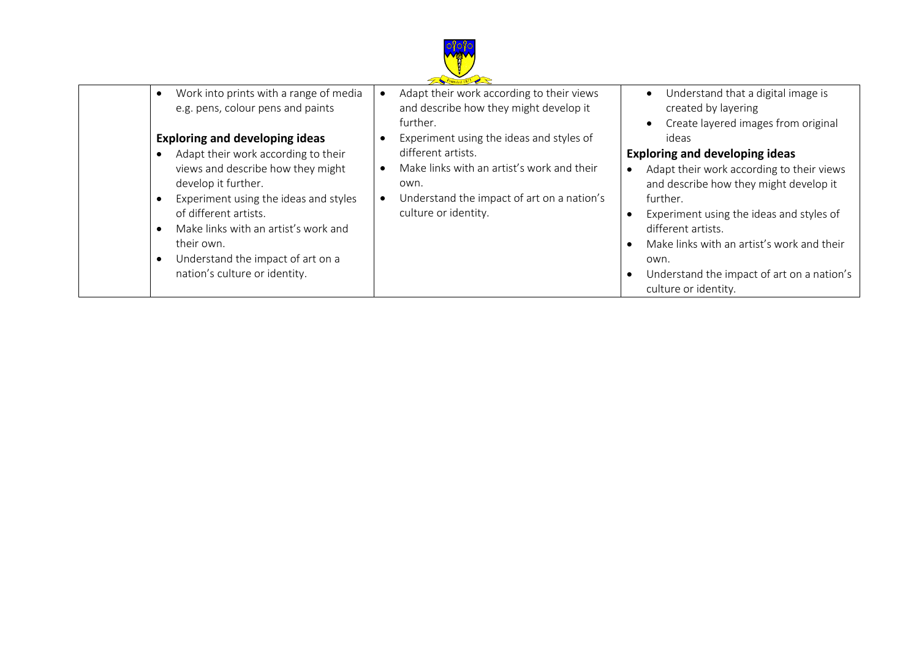| | | | |
|---|---|---|---|
| | • Work into prints with a range of media e.g. pens, colour pens and paints<br><br>**Exploring and developing ideas**<br>• Adapt their work according to their views and describe how they might develop it further.<br>• Experiment using the ideas and styles of different artists.<br>• Make links with an artist's work and their own.<br>• Understand the impact of art on a nation's culture or identity. | • Adapt their work according to their views and describe how they might develop it further.<br>• Experiment using the ideas and styles of different artists.<br>• Make links with an artist's work and their own.<br>• Understand the impact of art on a nation's culture or identity. | • Understand that a digital image is created by layering<br>• Create layered images from original ideas<br>**Exploring and developing ideas**<br>• Adapt their work according to their views and describe how they might develop it further.<br>• Experiment using the ideas and styles of different artists.<br>• Make links with an artist's work and their own.<br>• Understand the impact of art on a nation's culture or identity. |